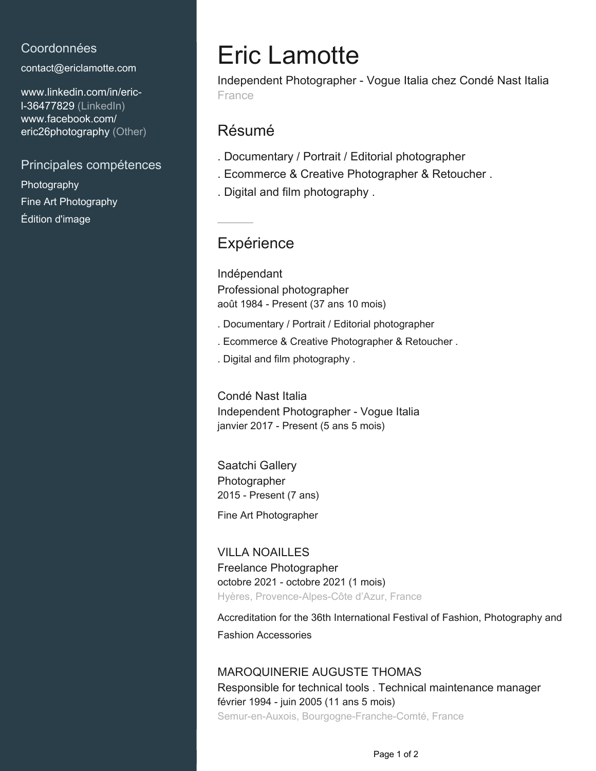# Eric Lamotte

Independent Photographer - Vogue Italia chez Condé Nast Italia

France

## Coordonnées

contact@ericlamotte.com

www.linkedin.com/in/eric-l-36477829 (LinkedIn)
www.facebook.com/eric26photography (Other)

## Principales compétences

Photography
Fine Art Photography
Édition d'image

## Résumé

. Documentary / Portrait / Editorial photographer

. Ecommerce & Creative Photographer & Retoucher .

. Digital and film photography .

## Expérience

### Indépendant

Professional photographer
août 1984 - Present (37 ans 10 mois)

. Documentary / Portrait / Editorial photographer

. Ecommerce & Creative Photographer & Retoucher .

. Digital and film photography .

### Condé Nast Italia

Independent Photographer - Vogue Italia
janvier 2017 - Present (5 ans 5 mois)

### Saatchi Gallery

Photographer
2015 - Present (7 ans)

Fine Art Photographer

### VILLA NOAILLES

Freelance Photographer
octobre 2021 - octobre 2021 (1 mois)
Hyères, Provence-Alpes-Côte d'Azur, France

Accreditation for the 36th International Festival of Fashion, Photography and Fashion Accessories

### MAROQUINERIE AUGUSTE THOMAS

Responsible for technical tools . Technical maintenance manager
février 1994 - juin 2005 (11 ans 5 mois)
Semur-en-Auxois, Bourgogne-Franche-Comté, France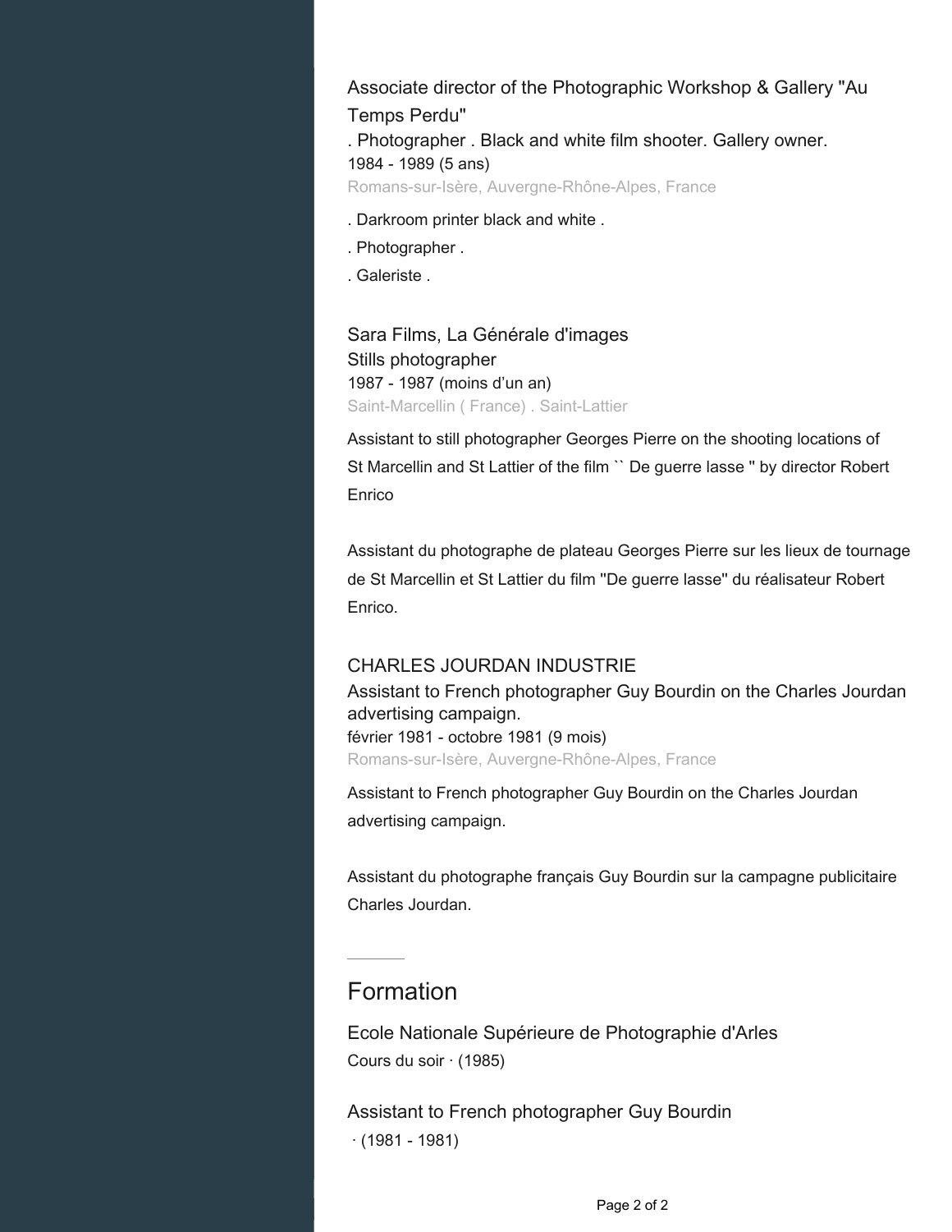Associate director of the Photographic Workshop & Gallery "Au Temps Perdu"

. Photographer . Black and white film shooter. Gallery owner.

1984 - 1989 (5 ans)

Romans-sur-Isère, Auvergne-Rhône-Alpes, France

. Darkroom printer black and white .

. Photographer .

. Galeriste .

Sara Films, La Générale d'images

Stills photographer

1987 - 1987 (moins d'un an)

Saint-Marcellin ( France) . Saint-Lattier

Assistant to still photographer Georges Pierre on the shooting locations of St Marcellin and St Lattier of the film `` De guerre lasse '' by director Robert Enrico

Assistant du photographe de plateau Georges Pierre sur les lieux de tournage de St Marcellin et St Lattier du film ''De guerre lasse'' du réalisateur Robert Enrico.

CHARLES JOURDAN INDUSTRIE

Assistant to French photographer Guy Bourdin on the Charles Jourdan advertising campaign.

février 1981 - octobre 1981 (9 mois)

Romans-sur-Isère, Auvergne-Rhône-Alpes, France

Assistant to French photographer Guy Bourdin on the Charles Jourdan advertising campaign.

Assistant du photographe français Guy Bourdin sur la campagne publicitaire Charles Jourdan.

## Formation

Ecole Nationale Supérieure de Photographie d'Arles

Cours du soir · (1985)

Assistant to French photographer Guy Bourdin

· (1981 - 1981)